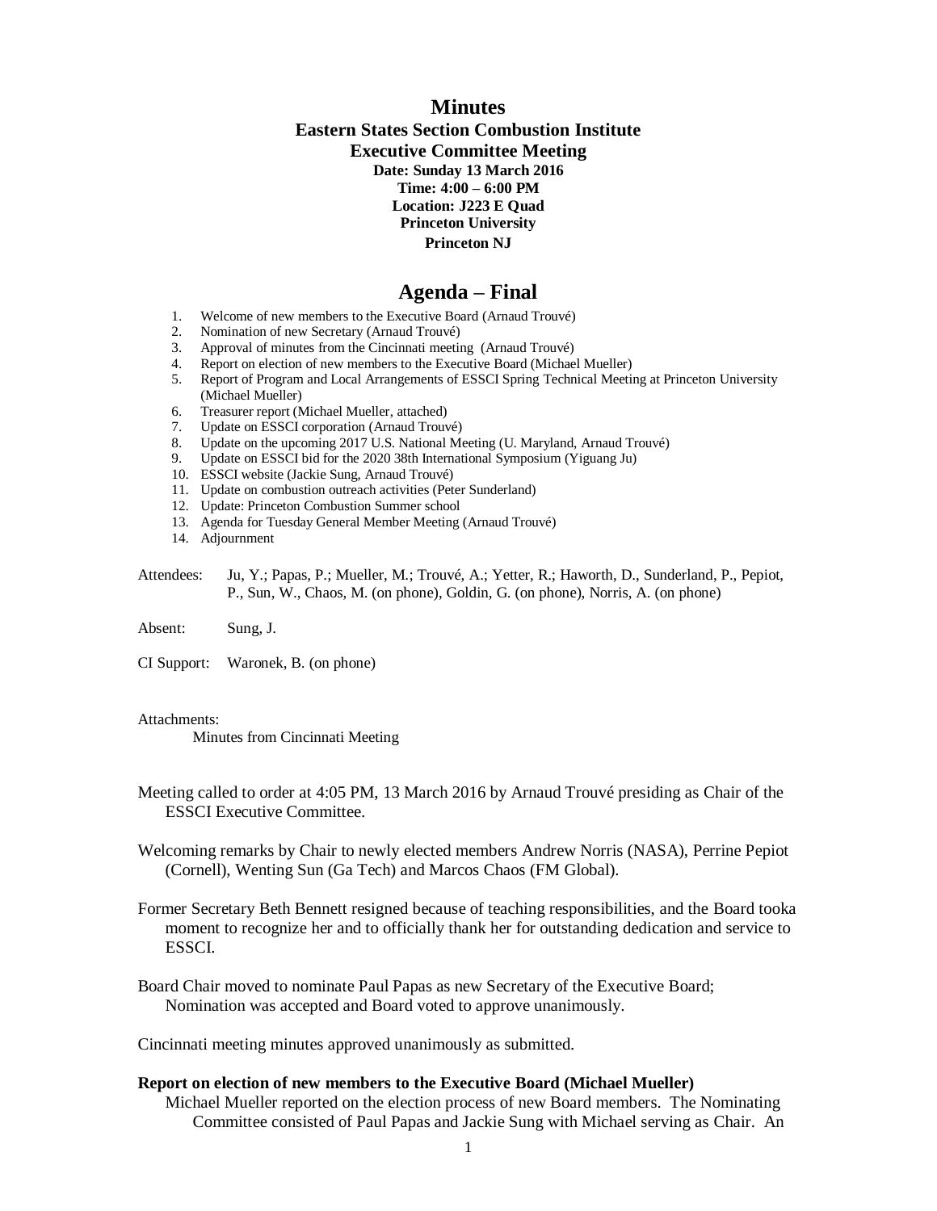# Minutes

## Eastern States Section Combustion Institute
## Executive Committee Meeting

**Date: Sunday 13 March 2016**
**Time: 4:00 – 6:00 PM**
**Location: J223 E Quad**
**Princeton University**
**Princeton NJ**

## Agenda – Final

1. Welcome of new members to the Executive Board (Arnaud Trouvé)
2. Nomination of new Secretary (Arnaud Trouvé)
3. Approval of minutes from the Cincinnati meeting (Arnaud Trouvé)
4. Report on election of new members to the Executive Board (Michael Mueller)
5. Report of Program and Local Arrangements of ESSCI Spring Technical Meeting at Princeton University (Michael Mueller)
6. Treasurer report (Michael Mueller, attached)
7. Update on ESSCI corporation (Arnaud Trouvé)
8. Update on the upcoming 2017 U.S. National Meeting (U. Maryland, Arnaud Trouvé)
9. Update on ESSCI bid for the 2020 38th International Symposium (Yiguang Ju)
10. ESSCI website (Jackie Sung, Arnaud Trouvé)
11. Update on combustion outreach activities (Peter Sunderland)
12. Update: Princeton Combustion Summer school
13. Agenda for Tuesday General Member Meeting (Arnaud Trouvé)
14. Adjournment

Attendees: Ju, Y.; Papas, P.; Mueller, M.; Trouvé, A.; Yetter, R.; Haworth, D., Sunderland, P., Pepiot, P., Sun, W., Chaos, M. (on phone), Goldin, G. (on phone), Norris, A. (on phone)

Absent: Sung, J.

CI Support: Waronek, B. (on phone)

Attachments:
Minutes from Cincinnati Meeting

Meeting called to order at 4:05 PM, 13 March 2016 by Arnaud Trouvé presiding as Chair of the ESSCI Executive Committee.

Welcoming remarks by Chair to newly elected members Andrew Norris (NASA), Perrine Pepiot (Cornell), Wenting Sun (Ga Tech) and Marcos Chaos (FM Global).

Former Secretary Beth Bennett resigned because of teaching responsibilities, and the Board tooka moment to recognize her and to officially thank her for outstanding dedication and service to ESSCI.

Board Chair moved to nominate Paul Papas as new Secretary of the Executive Board; Nomination was accepted and Board voted to approve unanimously.

Cincinnati meeting minutes approved unanimously as submitted.

**Report on election of new members to the Executive Board (Michael Mueller)**

Michael Mueller reported on the election process of new Board members. The Nominating Committee consisted of Paul Papas and Jackie Sung with Michael serving as Chair. An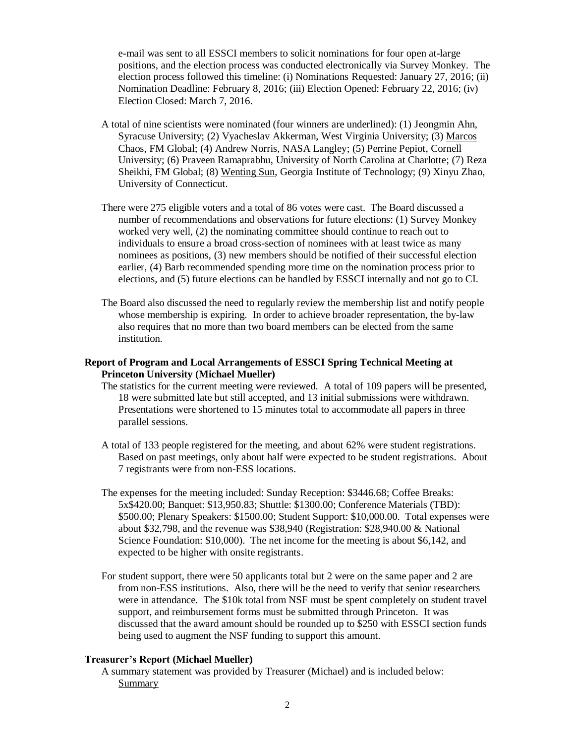e-mail was sent to all ESSCI members to solicit nominations for four open at-large positions, and the election process was conducted electronically via Survey Monkey. The election process followed this timeline: (i) Nominations Requested: January 27, 2016; (ii) Nomination Deadline: February 8, 2016; (iii) Election Opened: February 22, 2016; (iv) Election Closed: March 7, 2016.

A total of nine scientists were nominated (four winners are underlined): (1) Jeongmin Ahn, Syracuse University; (2) Vyacheslav Akkerman, West Virginia University; (3) <u>Marcos Chaos</u>, FM Global; (4) <u>Andrew Norris</u>, NASA Langley; (5) <u>Perrine Pepiot</u>, Cornell University; (6) Praveen Ramaprabhu, University of North Carolina at Charlotte; (7) Reza Sheikhi, FM Global; (8) <u>Wenting Sun</u>, Georgia Institute of Technology; (9) Xinyu Zhao, University of Connecticut.

There were 275 eligible voters and a total of 86 votes were cast. The Board discussed a number of recommendations and observations for future elections: (1) Survey Monkey worked very well, (2) the nominating committee should continue to reach out to individuals to ensure a broad cross-section of nominees with at least twice as many nominees as positions, (3) new members should be notified of their successful election earlier, (4) Barb recommended spending more time on the nomination process prior to elections, and (5) future elections can be handled by ESSCI internally and not go to CI.

The Board also discussed the need to regularly review the membership list and notify people whose membership is expiring. In order to achieve broader representation, the by-law also requires that no more than two board members can be elected from the same institution.

**Report of Program and Local Arrangements of ESSCI Spring Technical Meeting at Princeton University (Michael Mueller)**

The statistics for the current meeting were reviewed. A total of 109 papers will be presented, 18 were submitted late but still accepted, and 13 initial submissions were withdrawn. Presentations were shortened to 15 minutes total to accommodate all papers in three parallel sessions.

A total of 133 people registered for the meeting, and about 62% were student registrations. Based on past meetings, only about half were expected to be student registrations. About 7 registrants were from non-ESS locations.

The expenses for the meeting included: Sunday Reception: $3446.68; Coffee Breaks: 5x$420.00; Banquet: $13,950.83; Shuttle: $1300.00; Conference Materials (TBD): $500.00; Plenary Speakers: $1500.00; Student Support: $10,000.00. Total expenses were about $32,798, and the revenue was $38,940 (Registration: $28,940.00 & National Science Foundation: $10,000). The net income for the meeting is about $6,142, and expected to be higher with onsite registrants.

For student support, there were 50 applicants total but 2 were on the same paper and 2 are from non-ESS institutions. Also, there will be the need to verify that senior researchers were in attendance. The $10k total from NSF must be spent completely on student travel support, and reimbursement forms must be submitted through Princeton. It was discussed that the award amount should be rounded up to $250 with ESSCI section funds being used to augment the NSF funding to support this amount.

**Treasurer's Report (Michael Mueller)**

A summary statement was provided by Treasurer (Michael) and is included below:

<u>Summary</u>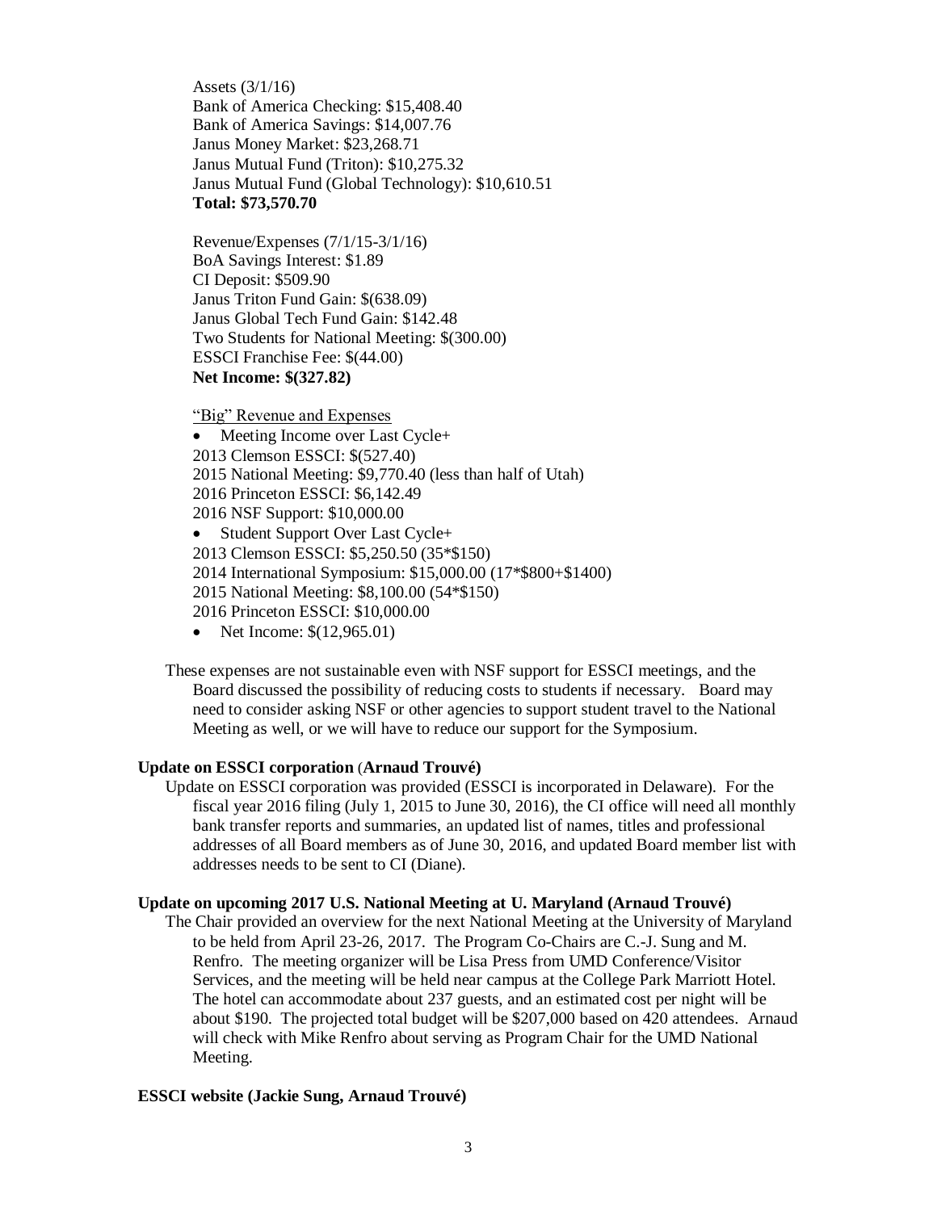Assets (3/1/16)
Bank of America Checking: $15,408.40
Bank of America Savings: $14,007.76
Janus Money Market: $23,268.71
Janus Mutual Fund (Triton): $10,275.32
Janus Mutual Fund (Global Technology): $10,610.51
**Total: $73,570.70**

Revenue/Expenses (7/1/15-3/1/16)
BoA Savings Interest: $1.89
CI Deposit: $509.90
Janus Triton Fund Gain: $(638.09)
Janus Global Tech Fund Gain: $142.48
Two Students for National Meeting: $(300.00)
ESSCI Franchise Fee: $(44.00)
**Net Income: $(327.82)**

<u>"Big" Revenue and Expenses</u>

- Meeting Income over Last Cycle+

2013 Clemson ESSCI: $(527.40)
2015 National Meeting: $9,770.40 (less than half of Utah)
2016 Princeton ESSCI: $6,142.49
2016 NSF Support: $10,000.00

- Student Support Over Last Cycle+

2013 Clemson ESSCI: $5,250.50 (35*$150)
2014 International Symposium: $15,000.00 (17*$800+$1400)
2015 National Meeting: $8,100.00 (54*$150)
2016 Princeton ESSCI: $10,000.00

- Net Income: $(12,965.01)

These expenses are not sustainable even with NSF support for ESSCI meetings, and the Board discussed the possibility of reducing costs to students if necessary. Board may need to consider asking NSF or other agencies to support student travel to the National Meeting as well, or we will have to reduce our support for the Symposium.

**Update on ESSCI corporation** (**Arnaud Trouvé)**

Update on ESSCI corporation was provided (ESSCI is incorporated in Delaware). For the fiscal year 2016 filing (July 1, 2015 to June 30, 2016), the CI office will need all monthly bank transfer reports and summaries, an updated list of names, titles and professional addresses of all Board members as of June 30, 2016, and updated Board member list with addresses needs to be sent to CI (Diane).

**Update on upcoming 2017 U.S. National Meeting at U. Maryland (Arnaud Trouvé)**

The Chair provided an overview for the next National Meeting at the University of Maryland to be held from April 23-26, 2017. The Program Co-Chairs are C.-J. Sung and M. Renfro. The meeting organizer will be Lisa Press from UMD Conference/Visitor Services, and the meeting will be held near campus at the College Park Marriott Hotel. The hotel can accommodate about 237 guests, and an estimated cost per night will be about $190. The projected total budget will be $207,000 based on 420 attendees. Arnaud will check with Mike Renfro about serving as Program Chair for the UMD National Meeting.

**ESSCI website (Jackie Sung, Arnaud Trouvé)**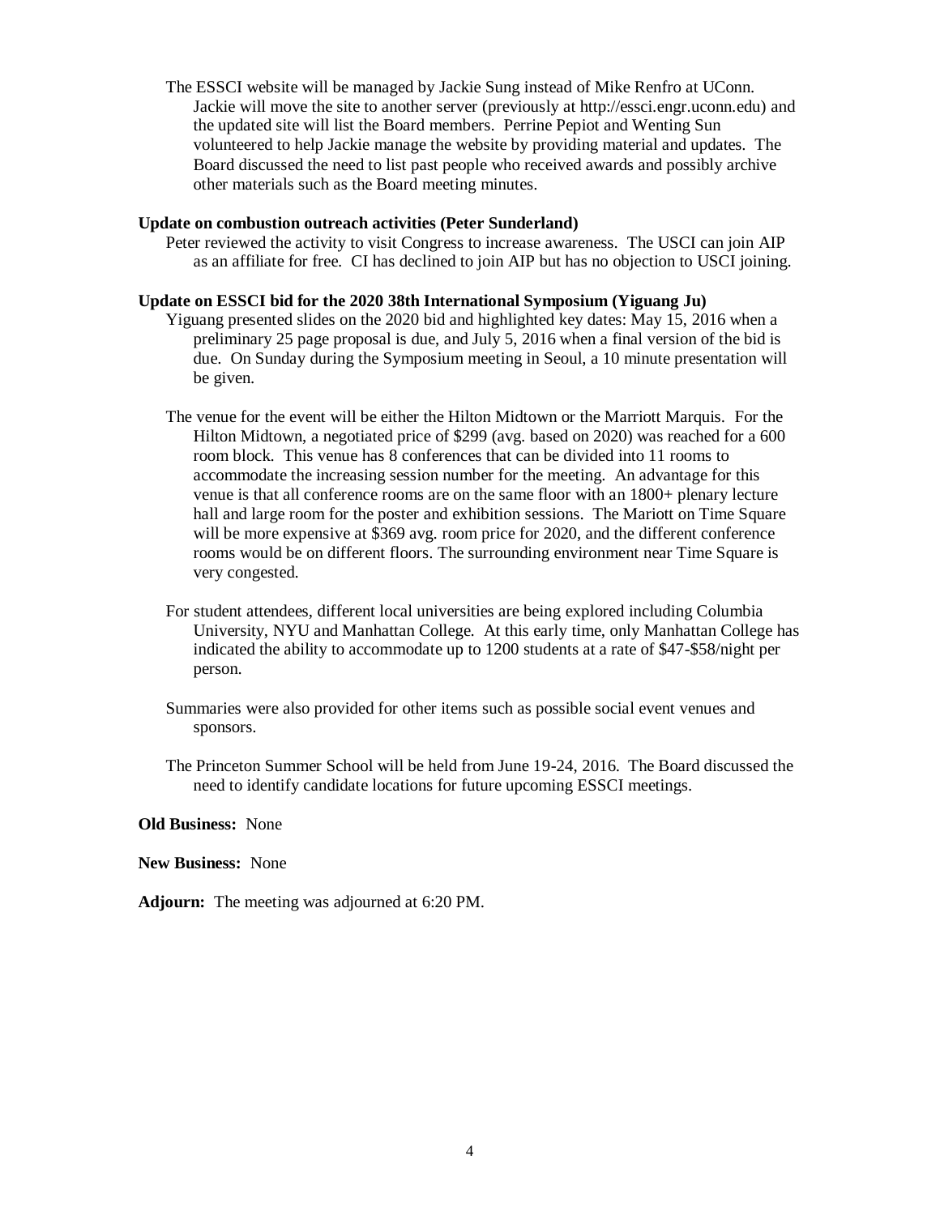The ESSCI website will be managed by Jackie Sung instead of Mike Renfro at UConn. Jackie will move the site to another server (previously at http://essci.engr.uconn.edu) and the updated site will list the Board members. Perrine Pepiot and Wenting Sun volunteered to help Jackie manage the website by providing material and updates. The Board discussed the need to list past people who received awards and possibly archive other materials such as the Board meeting minutes.

**Update on combustion outreach activities (Peter Sunderland)**

Peter reviewed the activity to visit Congress to increase awareness. The USCI can join AIP as an affiliate for free. CI has declined to join AIP but has no objection to USCI joining.

**Update on ESSCI bid for the 2020 38th International Symposium (Yiguang Ju)**

Yiguang presented slides on the 2020 bid and highlighted key dates: May 15, 2016 when a preliminary 25 page proposal is due, and July 5, 2016 when a final version of the bid is due. On Sunday during the Symposium meeting in Seoul, a 10 minute presentation will be given.

The venue for the event will be either the Hilton Midtown or the Marriott Marquis. For the Hilton Midtown, a negotiated price of $299 (avg. based on 2020) was reached for a 600 room block. This venue has 8 conferences that can be divided into 11 rooms to accommodate the increasing session number for the meeting. An advantage for this venue is that all conference rooms are on the same floor with an 1800+ plenary lecture hall and large room for the poster and exhibition sessions. The Mariott on Time Square will be more expensive at $369 avg. room price for 2020, and the different conference rooms would be on different floors. The surrounding environment near Time Square is very congested.

For student attendees, different local universities are being explored including Columbia University, NYU and Manhattan College. At this early time, only Manhattan College has indicated the ability to accommodate up to 1200 students at a rate of $47-$58/night per person.

Summaries were also provided for other items such as possible social event venues and sponsors.

The Princeton Summer School will be held from June 19-24, 2016. The Board discussed the need to identify candidate locations for future upcoming ESSCI meetings.

**Old Business:** None

**New Business:** None

**Adjourn:** The meeting was adjourned at 6:20 PM.